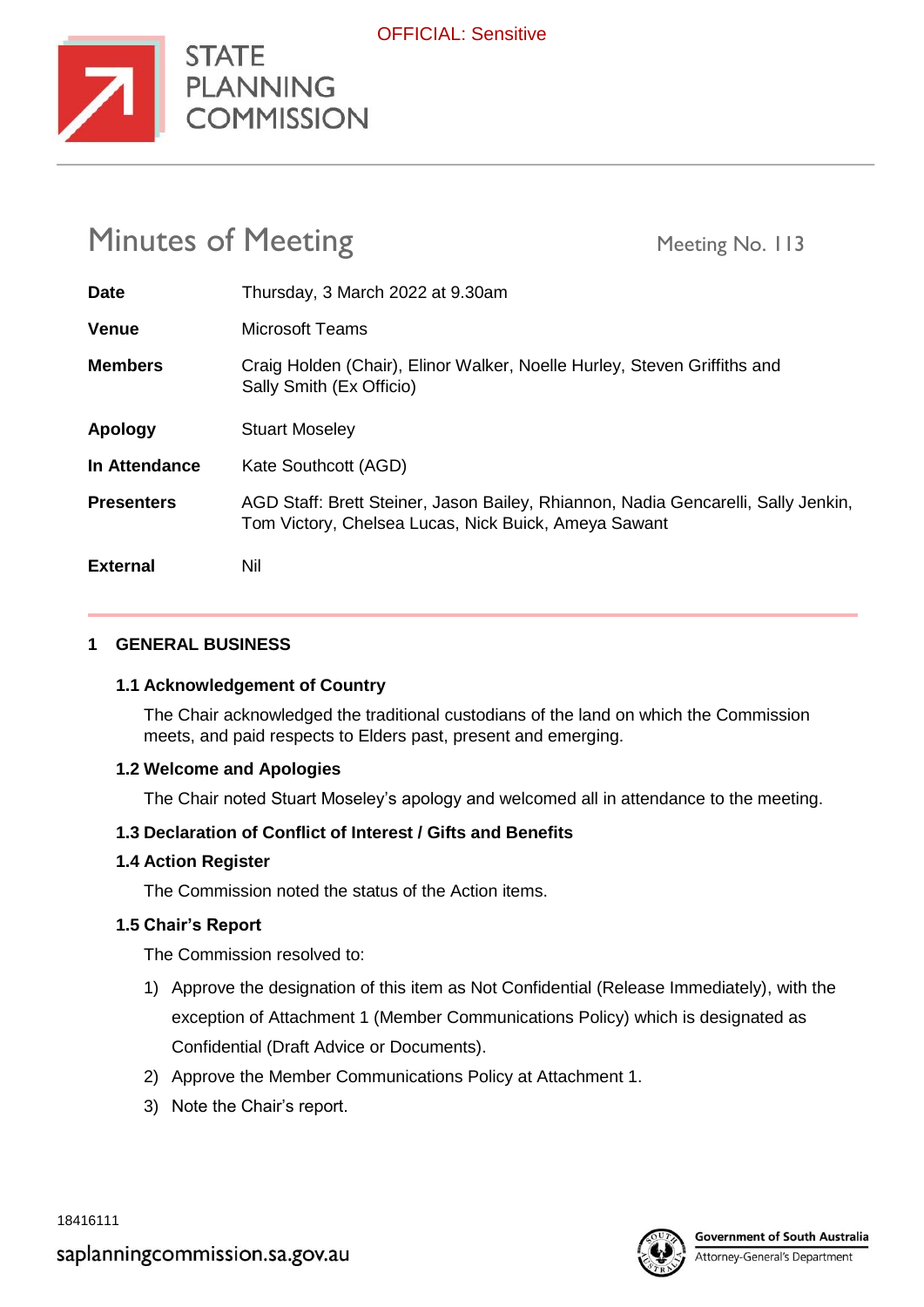OFFICIAL: Sensitive

STATE PLANNING COMMISSION

# Minutes of Meeting

Meeting No. 113

| | |
|---|---|
| **Date** | Thursday, 3 March 2022 at 9.30am |
| **Venue** | Microsoft Teams |
| **Members** | Craig Holden (Chair), Elinor Walker, Noelle Hurley, Steven Griffiths and Sally Smith (Ex Officio) |
| **Apology** | Stuart Moseley |
| **In Attendance** | Kate Southcott (AGD) |
| **Presenters** | AGD Staff: Brett Steiner, Jason Bailey, Rhiannon, Nadia Gencarelli, Sally Jenkin, Tom Victory, Chelsea Lucas, Nick Buick, Ameya Sawant |
| **External** | Nil |

## 1 GENERAL BUSINESS

### 1.1 Acknowledgement of Country

The Chair acknowledged the traditional custodians of the land on which the Commission meets, and paid respects to Elders past, present and emerging.

### 1.2 Welcome and Apologies

The Chair noted Stuart Moseley's apology and welcomed all in attendance to the meeting.

### 1.3 Declaration of Conflict of Interest / Gifts and Benefits

### 1.4 Action Register

The Commission noted the status of the Action items.

### 1.5 Chair's Report

The Commission resolved to:

1) Approve the designation of this item as Not Confidential (Release Immediately), with the exception of Attachment 1 (Member Communications Policy) which is designated as Confidential (Draft Advice or Documents).
2) Approve the Member Communications Policy at Attachment 1.
3) Note the Chair's report.

18416111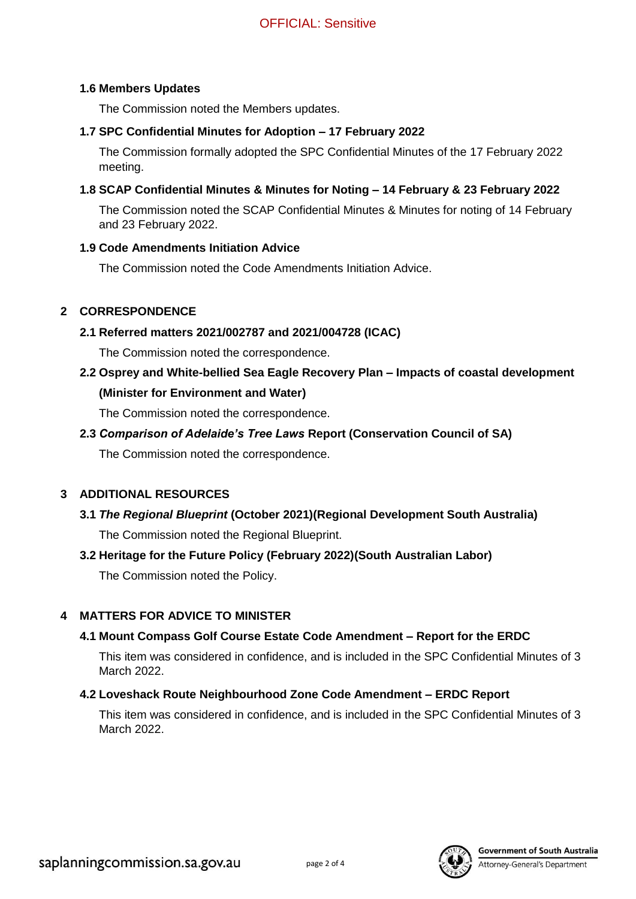### 1.6 Members Updates

The Commission noted the Members updates.

### 1.7 SPC Confidential Minutes for Adoption – 17 February 2022

The Commission formally adopted the SPC Confidential Minutes of the 17 February 2022 meeting.

### 1.8 SCAP Confidential Minutes & Minutes for Noting – 14 February & 23 February 2022

The Commission noted the SCAP Confidential Minutes & Minutes for noting of 14 February and 23 February 2022.

### 1.9 Code Amendments Initiation Advice

The Commission noted the Code Amendments Initiation Advice.

## 2 CORRESPONDENCE

### 2.1 Referred matters 2021/002787 and 2021/004728 (ICAC)

The Commission noted the correspondence.

### 2.2 Osprey and White-bellied Sea Eagle Recovery Plan – Impacts of coastal development (Minister for Environment and Water)

The Commission noted the correspondence.

### 2.3 *Comparison of Adelaide's Tree Laws* Report (Conservation Council of SA)

The Commission noted the correspondence.

## 3 ADDITIONAL RESOURCES

### 3.1 *The Regional Blueprint* (October 2021)(Regional Development South Australia)

The Commission noted the Regional Blueprint.

### 3.2 Heritage for the Future Policy (February 2022)(South Australian Labor)

The Commission noted the Policy.

## 4 MATTERS FOR ADVICE TO MINISTER

### 4.1 Mount Compass Golf Course Estate Code Amendment – Report for the ERDC

This item was considered in confidence, and is included in the SPC Confidential Minutes of 3 March 2022.

### 4.2 Loveshack Route Neighbourhood Zone Code Amendment – ERDC Report

This item was considered in confidence, and is included in the SPC Confidential Minutes of 3 March 2022.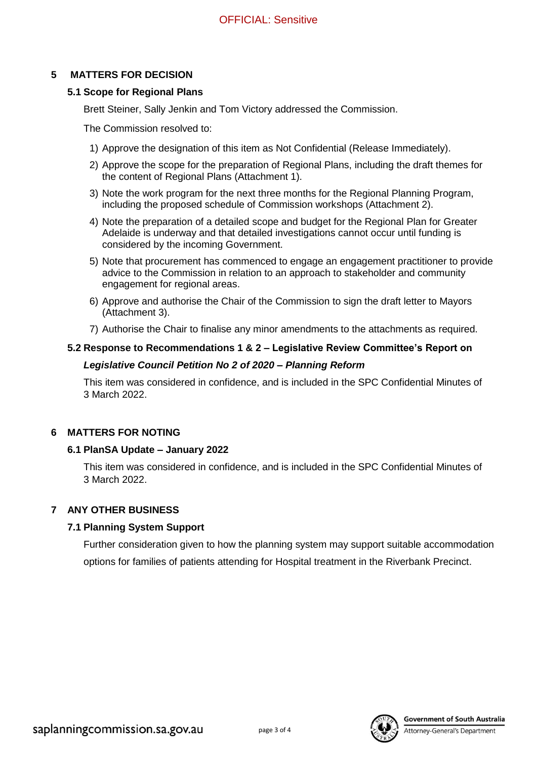## 5 MATTERS FOR DECISION

### 5.1 Scope for Regional Plans

Brett Steiner, Sally Jenkin and Tom Victory addressed the Commission.

The Commission resolved to:

1) Approve the designation of this item as Not Confidential (Release Immediately).
2) Approve the scope for the preparation of Regional Plans, including the draft themes for the content of Regional Plans (Attachment 1).
3) Note the work program for the next three months for the Regional Planning Program, including the proposed schedule of Commission workshops (Attachment 2).
4) Note the preparation of a detailed scope and budget for the Regional Plan for Greater Adelaide is underway and that detailed investigations cannot occur until funding is considered by the incoming Government.
5) Note that procurement has commenced to engage an engagement practitioner to provide advice to the Commission in relation to an approach to stakeholder and community engagement for regional areas.
6) Approve and authorise the Chair of the Commission to sign the draft letter to Mayors (Attachment 3).
7) Authorise the Chair to finalise any minor amendments to the attachments as required.

### 5.2 Response to Recommendations 1 & 2 – Legislative Review Committee's Report on *Legislative Council Petition No 2 of 2020 – Planning Reform*

This item was considered in confidence, and is included in the SPC Confidential Minutes of 3 March 2022.

## 6 MATTERS FOR NOTING

### 6.1 PlanSA Update – January 2022

This item was considered in confidence, and is included in the SPC Confidential Minutes of 3 March 2022.

## 7 ANY OTHER BUSINESS

### 7.1 Planning System Support

Further consideration given to how the planning system may support suitable accommodation options for families of patients attending for Hospital treatment in the Riverbank Precinct.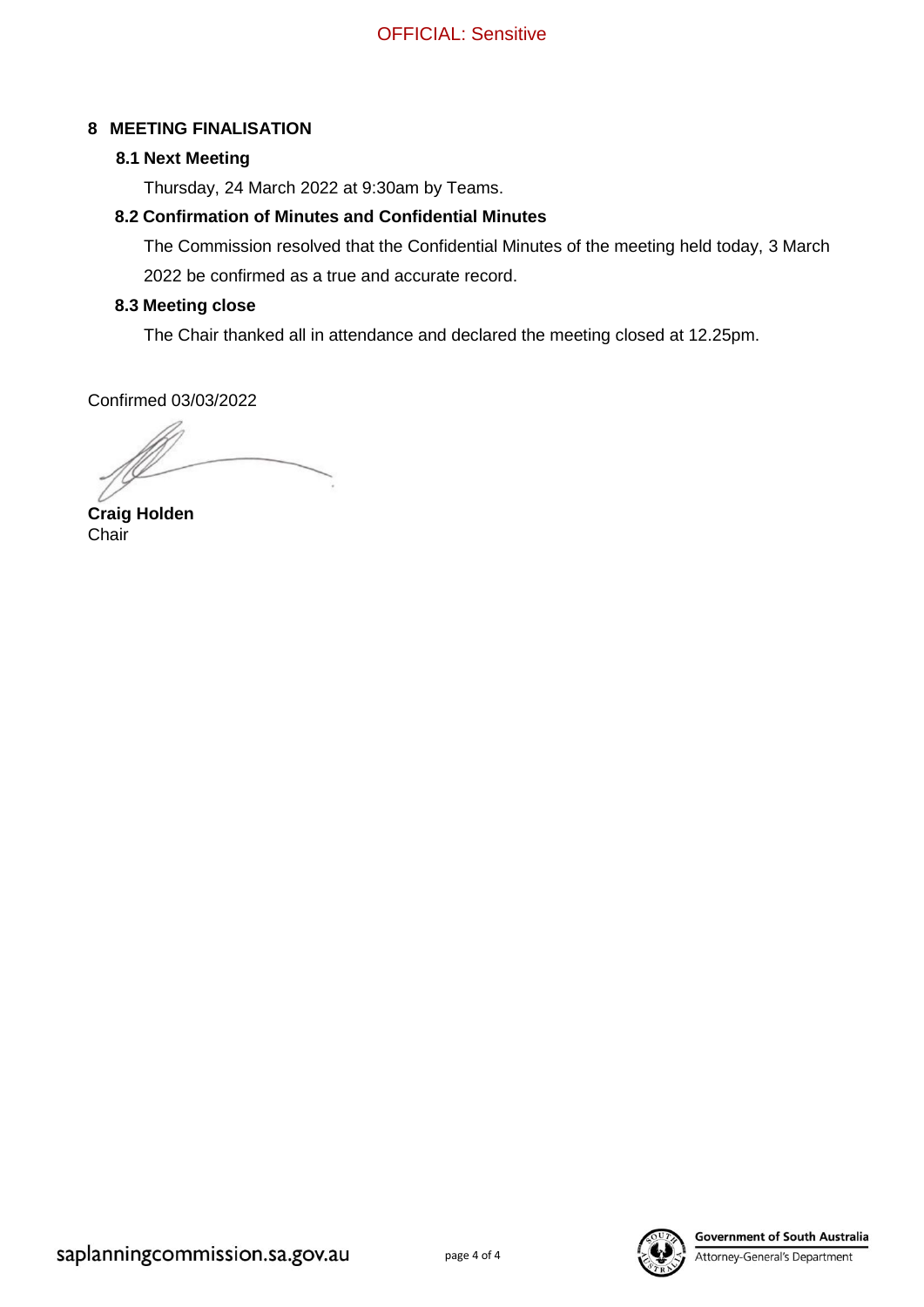OFFICIAL: Sensitive

## 8 MEETING FINALISATION

### 8.1 Next Meeting

Thursday, 24 March 2022 at 9:30am by Teams.

### 8.2 Confirmation of Minutes and Confidential Minutes

The Commission resolved that the Confidential Minutes of the meeting held today, 3 March 2022 be confirmed as a true and accurate record.

### 8.3 Meeting close

The Chair thanked all in attendance and declared the meeting closed at 12.25pm.

Confirmed 03/03/2022

**Craig Holden**
Chair

saplanningcommission.sa.gov.au

Government of South Australia
Attorney-General's Department